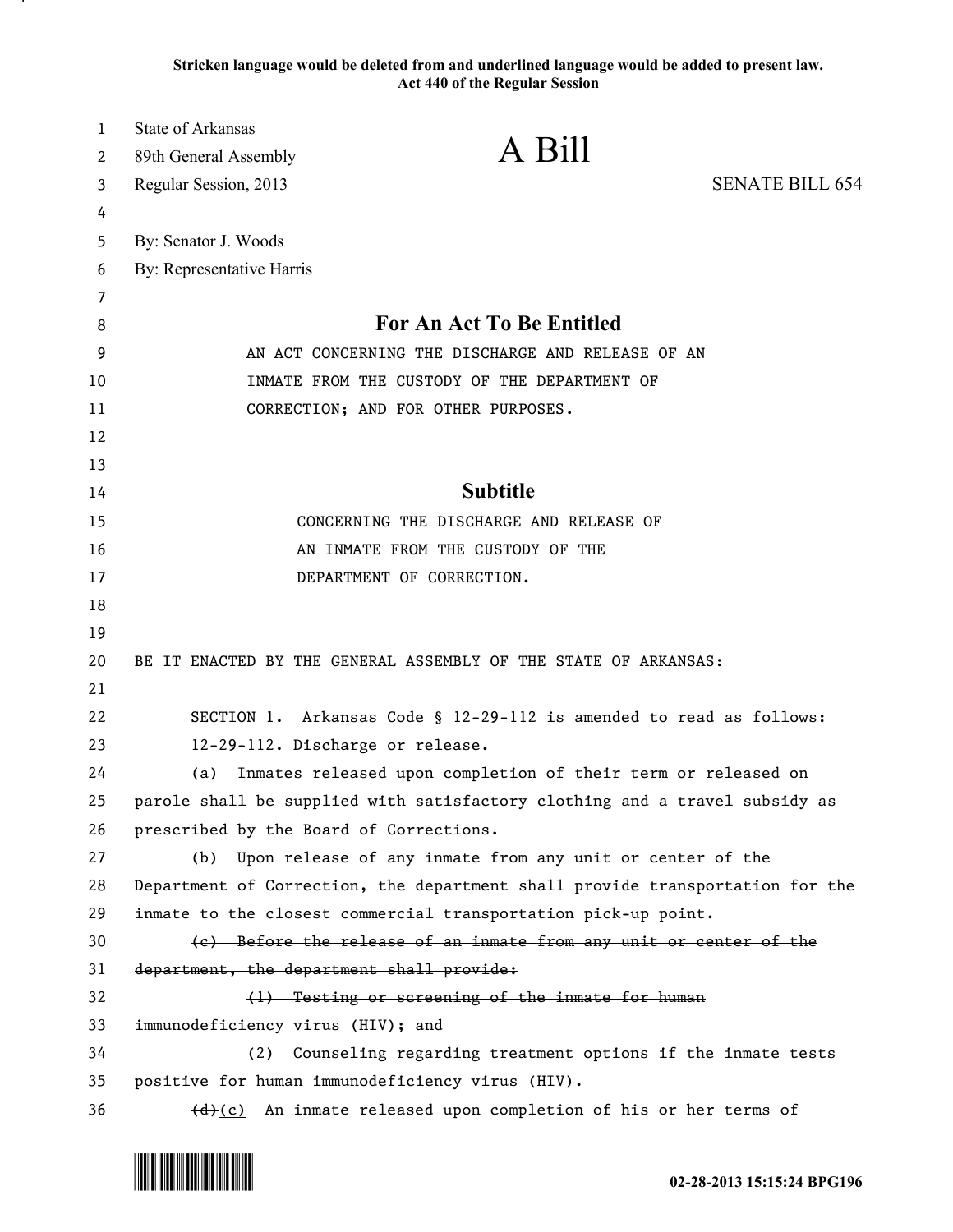Stricken language would be deleted from and underlined language would be added to present law.
Act 440 of the Regular Session

State of Arkansas
89th General Assembly
Regular Session, 2013

# A Bill

SENATE BILL 654

By: Senator J. Woods
By: Representative Harris

## For An Act To Be Entitled

AN ACT CONCERNING THE DISCHARGE AND RELEASE OF AN INMATE FROM THE CUSTODY OF THE DEPARTMENT OF CORRECTION; AND FOR OTHER PURPOSES.

## Subtitle

CONCERNING THE DISCHARGE AND RELEASE OF AN INMATE FROM THE CUSTODY OF THE DEPARTMENT OF CORRECTION.

BE IT ENACTED BY THE GENERAL ASSEMBLY OF THE STATE OF ARKANSAS:

SECTION 1. Arkansas Code § 12-29-112 is amended to read as follows:

12-29-112. Discharge or release.

(a) Inmates released upon completion of their term or released on parole shall be supplied with satisfactory clothing and a travel subsidy as prescribed by the Board of Corrections.

(b) Upon release of any inmate from any unit or center of the Department of Correction, the department shall provide transportation for the inmate to the closest commercial transportation pick-up point.

~~(c) Before the release of an inmate from any unit or center of the department, the department shall provide:~~

~~(1) Testing or screening of the inmate for human immunodeficiency virus (HIV); and~~

~~(2) Counseling regarding treatment options if the inmate tests positive for human immunodeficiency virus (HIV).~~

~~(d)~~<u>(c)</u> An inmate released upon completion of his or her terms of

02-28-2013 15:15:24 BPG196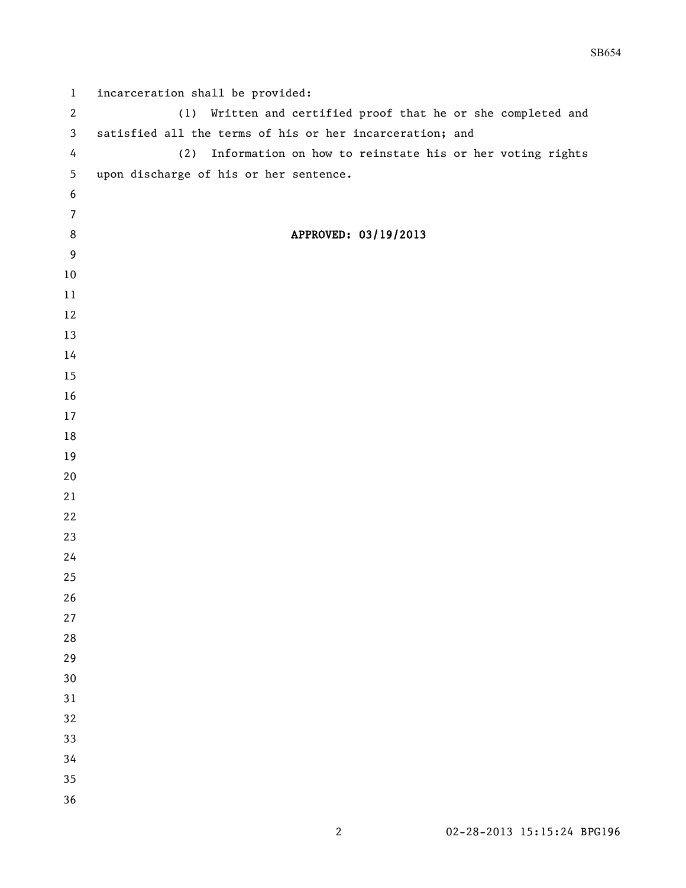incarceration shall be provided:

(1) Written and certified proof that he or she completed and satisfied all the terms of his or her incarceration; and

(2) Information on how to reinstate his or her voting rights upon discharge of his or her sentence.

**APPROVED: 03/19/2013**